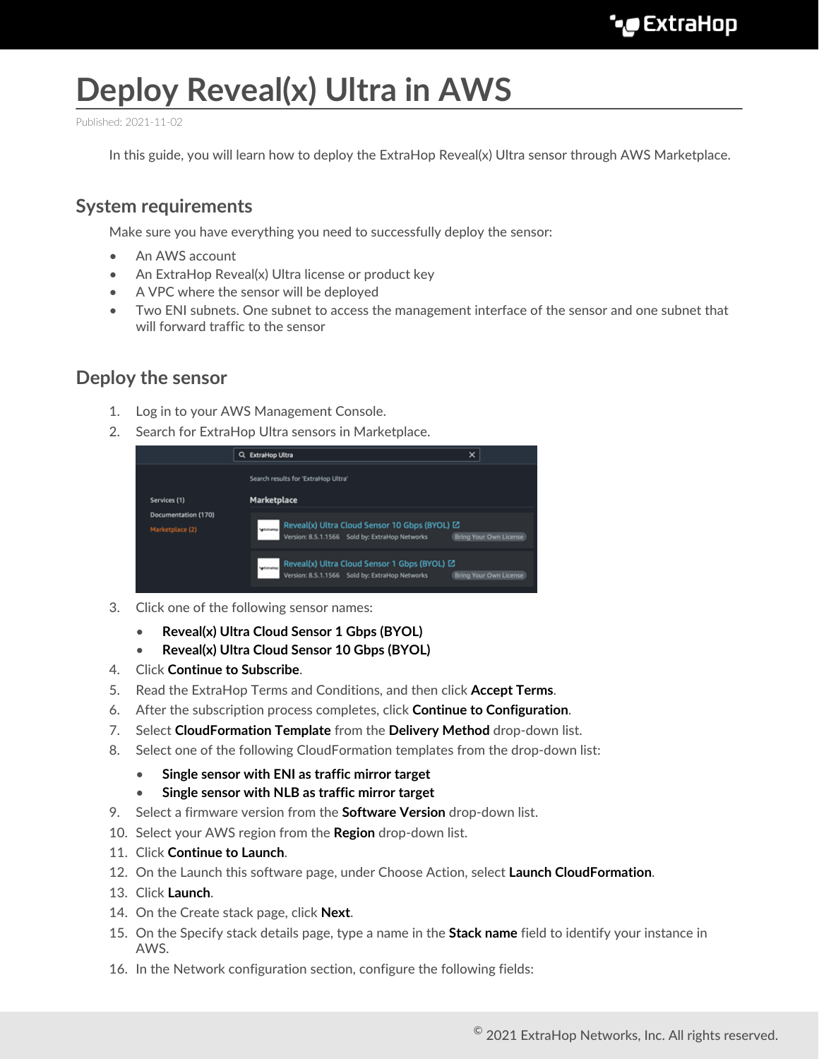# Deploy Reveal(x) Ultra in AWS

Published: 2021-11-02

In this guide, you will learn how to deploy the ExtraHop Reveal(x) Ultra sensor through AWS Marketplace.

## System requirements

Make sure you have everything you need to successfully deploy the sensor:

- An AWS account
- An ExtraHop Reveal(x) Ultra license or product key
- A VPC where the sensor will be deployed
- Two ENI subnets. One subnet to access the management interface of the sensor and one subnet that will forward traffic to the sensor

## Deploy the sensor

1. Log in to your AWS Management Console.
2. Search for ExtraHop Ultra sensors in Marketplace.
3. Click one of the following sensor names:
   - **Reveal(x) Ultra Cloud Sensor 1 Gbps (BYOL)**
   - **Reveal(x) Ultra Cloud Sensor 10 Gbps (BYOL)**
4. Click **Continue to Subscribe**.
5. Read the ExtraHop Terms and Conditions, and then click **Accept Terms**.
6. After the subscription process completes, click **Continue to Configuration**.
7. Select **CloudFormation Template** from the **Delivery Method** drop-down list.
8. Select one of the following CloudFormation templates from the drop-down list:
   - **Single sensor with ENI as traffic mirror target**
   - **Single sensor with NLB as traffic mirror target**
9. Select a firmware version from the **Software Version** drop-down list.
10. Select your AWS region from the **Region** drop-down list.
11. Click **Continue to Launch**.
12. On the Launch this software page, under Choose Action, select **Launch CloudFormation**.
13. Click **Launch**.
14. On the Create stack page, click **Next**.
15. On the Specify stack details page, type a name in the **Stack name** field to identify your instance in AWS.
16. In the Network configuration section, configure the following fields: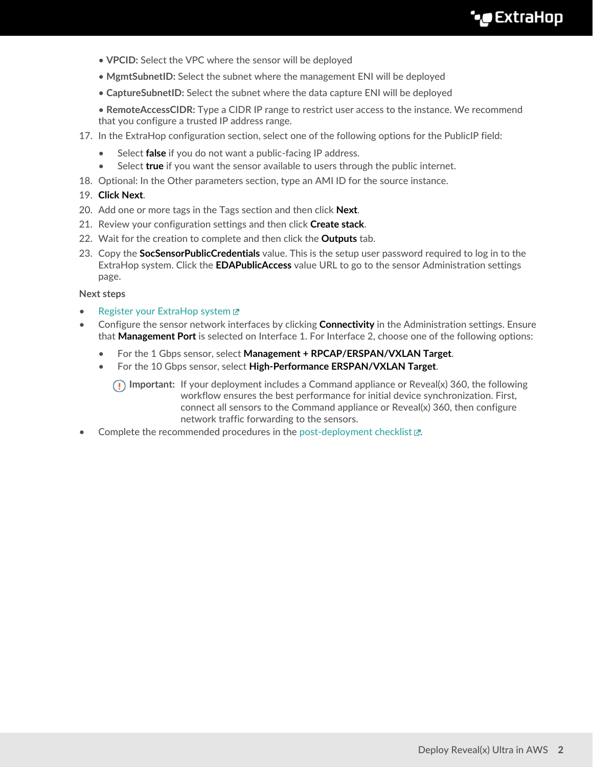- **VPCID:** Select the VPC where the sensor will be deployed
- **MgmtSubnetID:** Select the subnet where the management ENI will be deployed
- **CaptureSubnetID:** Select the subnet where the data capture ENI will be deployed
- **RemoteAccessCIDR:** Type a CIDR IP range to restrict user access to the instance. We recommend that you configure a trusted IP address range.

17. In the ExtraHop configuration section, select one of the following options for the PublicIP field:
    - Select **false** if you do not want a public-facing IP address.
    - Select **true** if you want the sensor available to users through the public internet.
18. Optional: In the Other parameters section, type an AMI ID for the source instance.
19. **Click Next**.
20. Add one or more tags in the Tags section and then click **Next**.
21. Review your configuration settings and then click **Create stack**.
22. Wait for the creation to complete and then click the **Outputs** tab.
23. Copy the **SocSensorPublicCredentials** value. This is the setup user password required to log in to the ExtraHop system. Click the **EDAPublicAccess** value URL to go to the sensor Administration settings page.

**Next steps**

- Register your ExtraHop system
- Configure the sensor network interfaces by clicking **Connectivity** in the Administration settings. Ensure that **Management Port** is selected on Interface 1. For Interface 2, choose one of the following options:
    - For the 1 Gbps sensor, select **Management + RPCAP/ERSPAN/VXLAN Target**.
    - For the 10 Gbps sensor, select **High-Performance ERSPAN/VXLAN Target**.

  **Important:** If your deployment includes a Command appliance or Reveal(x) 360, the following workflow ensures the best performance for initial device synchronization. First, connect all sensors to the Command appliance or Reveal(x) 360, then configure network traffic forwarding to the sensors.
- Complete the recommended procedures in the post-deployment checklist.